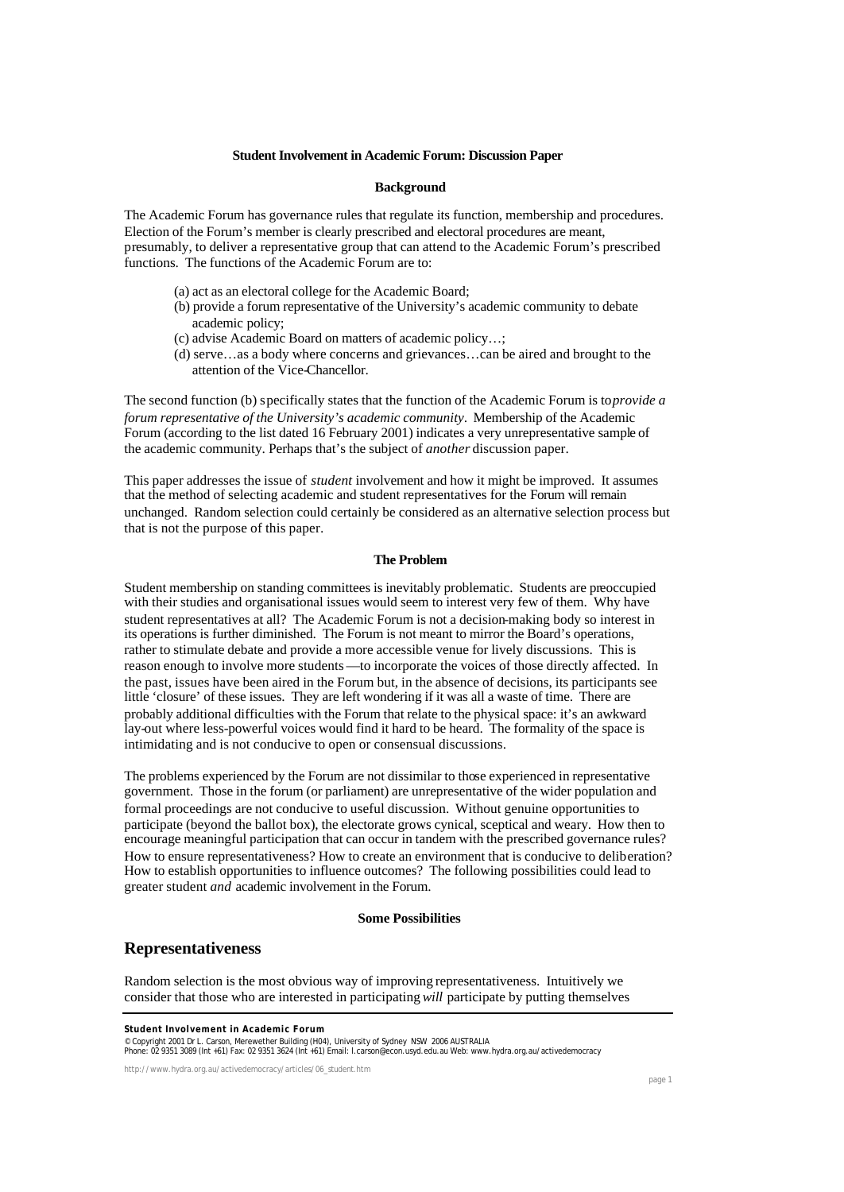**Student Involvement in Academic Forum: Discussion Paper**

**Background**

The Academic Forum has governance rules that regulate its function, membership and procedures. Election of the Forum's member is clearly prescribed and electoral procedures are meant, presumably, to deliver a representative group that can attend to the Academic Forum's prescribed functions. The functions of the Academic Forum are to:

(a) act as an electoral college for the Academic Board;
(b) provide a forum representative of the University's academic community to debate academic policy;
(c) advise Academic Board on matters of academic policy…;
(d) serve…as a body where concerns and grievances…can be aired and brought to the attention of the Vice-Chancellor.

The second function (b) specifically states that the function of the Academic Forum is to *provide a forum representative of the University's academic community*. Membership of the Academic Forum (according to the list dated 16 February 2001) indicates a very unrepresentative sample of the academic community. Perhaps that's the subject of *another* discussion paper.

This paper addresses the issue of *student* involvement and how it might be improved. It assumes that the method of selecting academic and student representatives for the Forum will remain unchanged. Random selection could certainly be considered as an alternative selection process but that is not the purpose of this paper.

**The Problem**

Student membership on standing committees is inevitably problematic. Students are preoccupied with their studies and organisational issues would seem to interest very few of them. Why have student representatives at all? The Academic Forum is not a decision-making body so interest in its operations is further diminished. The Forum is not meant to mirror the Board's operations, rather to stimulate debate and provide a more accessible venue for lively discussions. This is reason enough to involve more students—to incorporate the voices of those directly affected. In the past, issues have been aired in the Forum but, in the absence of decisions, its participants see little 'closure' of these issues. They are left wondering if it was all a waste of time. There are probably additional difficulties with the Forum that relate to the physical space: it's an awkward lay-out where less-powerful voices would find it hard to be heard. The formality of the space is intimidating and is not conducive to open or consensual discussions.

The problems experienced by the Forum are not dissimilar to those experienced in representative government. Those in the forum (or parliament) are unrepresentative of the wider population and formal proceedings are not conducive to useful discussion. Without genuine opportunities to participate (beyond the ballot box), the electorate grows cynical, sceptical and weary. How then to encourage meaningful participation that can occur in tandem with the prescribed governance rules? How to ensure representativeness? How to create an environment that is conducive to deliberation? How to establish opportunities to influence outcomes? The following possibilities could lead to greater student *and* academic involvement in the Forum.

**Some Possibilities**

## Representativeness

Random selection is the most obvious way of improving representativeness. Intuitively we consider that those who are interested in participating *will* participate by putting themselves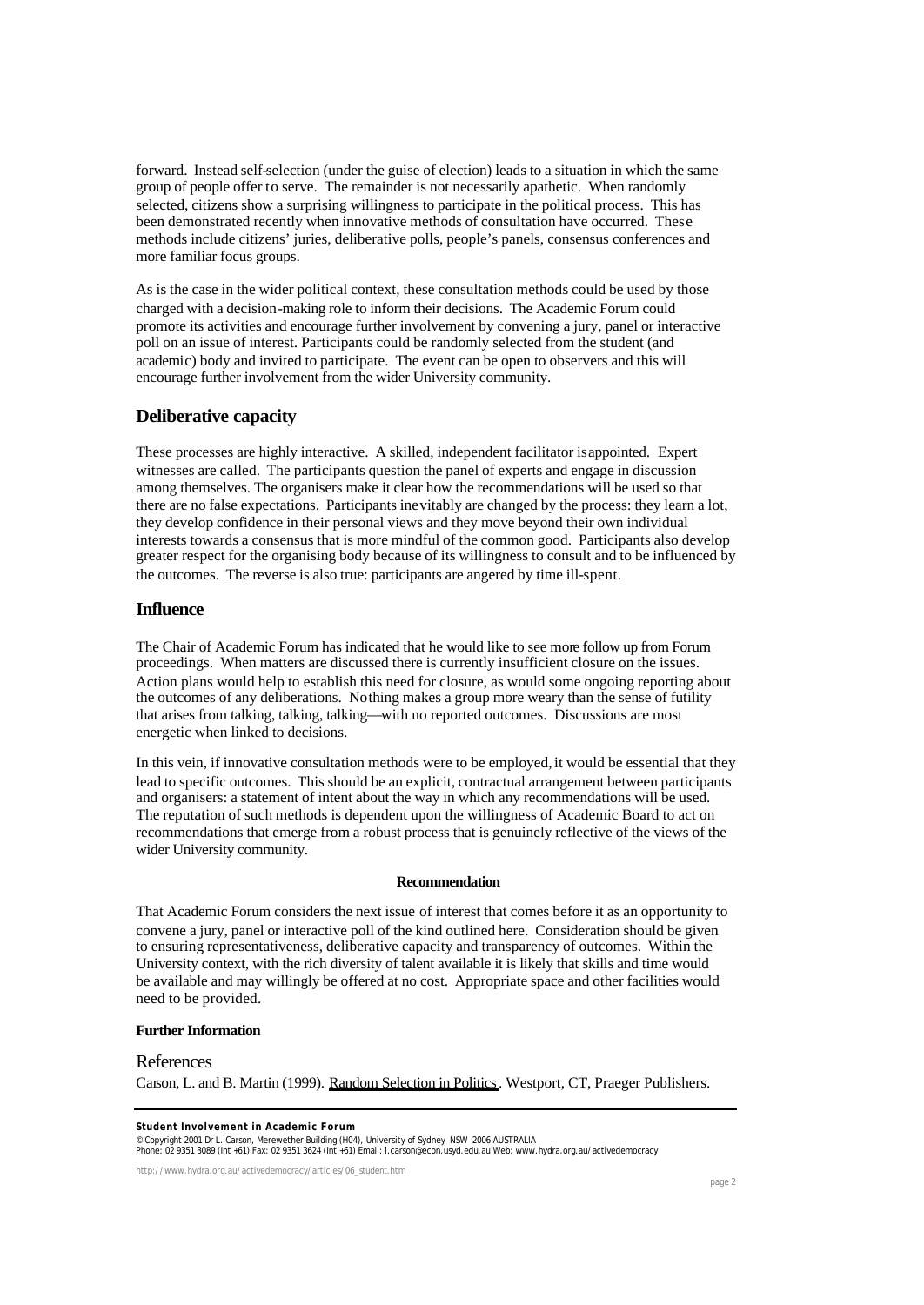forward. Instead self-selection (under the guise of election) leads to a situation in which the same group of people offer to serve. The remainder is not necessarily apathetic. When randomly selected, citizens show a surprising willingness to participate in the political process. This has been demonstrated recently when innovative methods of consultation have occurred. These methods include citizens' juries, deliberative polls, people's panels, consensus conferences and more familiar focus groups.

As is the case in the wider political context, these consultation methods could be used by those charged with a decision-making role to inform their decisions. The Academic Forum could promote its activities and encourage further involvement by convening a jury, panel or interactive poll on an issue of interest. Participants could be randomly selected from the student (and academic) body and invited to participate. The event can be open to observers and this will encourage further involvement from the wider University community.

## Deliberative capacity

These processes are highly interactive. A skilled, independent facilitator is appointed. Expert witnesses are called. The participants question the panel of experts and engage in discussion among themselves. The organisers make it clear how the recommendations will be used so that there are no false expectations. Participants inevitably are changed by the process: they learn a lot, they develop confidence in their personal views and they move beyond their own individual interests towards a consensus that is more mindful of the common good. Participants also develop greater respect for the organising body because of its willingness to consult and to be influenced by the outcomes. The reverse is also true: participants are angered by time ill-spent.

## Influence

The Chair of Academic Forum has indicated that he would like to see more follow up from Forum proceedings. When matters are discussed there is currently insufficient closure on the issues. Action plans would help to establish this need for closure, as would some ongoing reporting about the outcomes of any deliberations. Nothing makes a group more weary than the sense of futility that arises from talking, talking, talking—with no reported outcomes. Discussions are most energetic when linked to decisions.

In this vein, if innovative consultation methods were to be employed, it would be essential that they lead to specific outcomes. This should be an explicit, contractual arrangement between participants and organisers: a statement of intent about the way in which any recommendations will be used. The reputation of such methods is dependent upon the willingness of Academic Board to act on recommendations that emerge from a robust process that is genuinely reflective of the views of the wider University community.

**Recommendation**

That Academic Forum considers the next issue of interest that comes before it as an opportunity to convene a jury, panel or interactive poll of the kind outlined here. Consideration should be given to ensuring representativeness, deliberative capacity and transparency of outcomes. Within the University context, with the rich diversity of talent available it is likely that skills and time would be available and may willingly be offered at no cost. Appropriate space and other facilities would need to be provided.

**Further Information**

### References

Carson, L. and B. Martin (1999). Random Selection in Politics. Westport, CT, Praeger Publishers.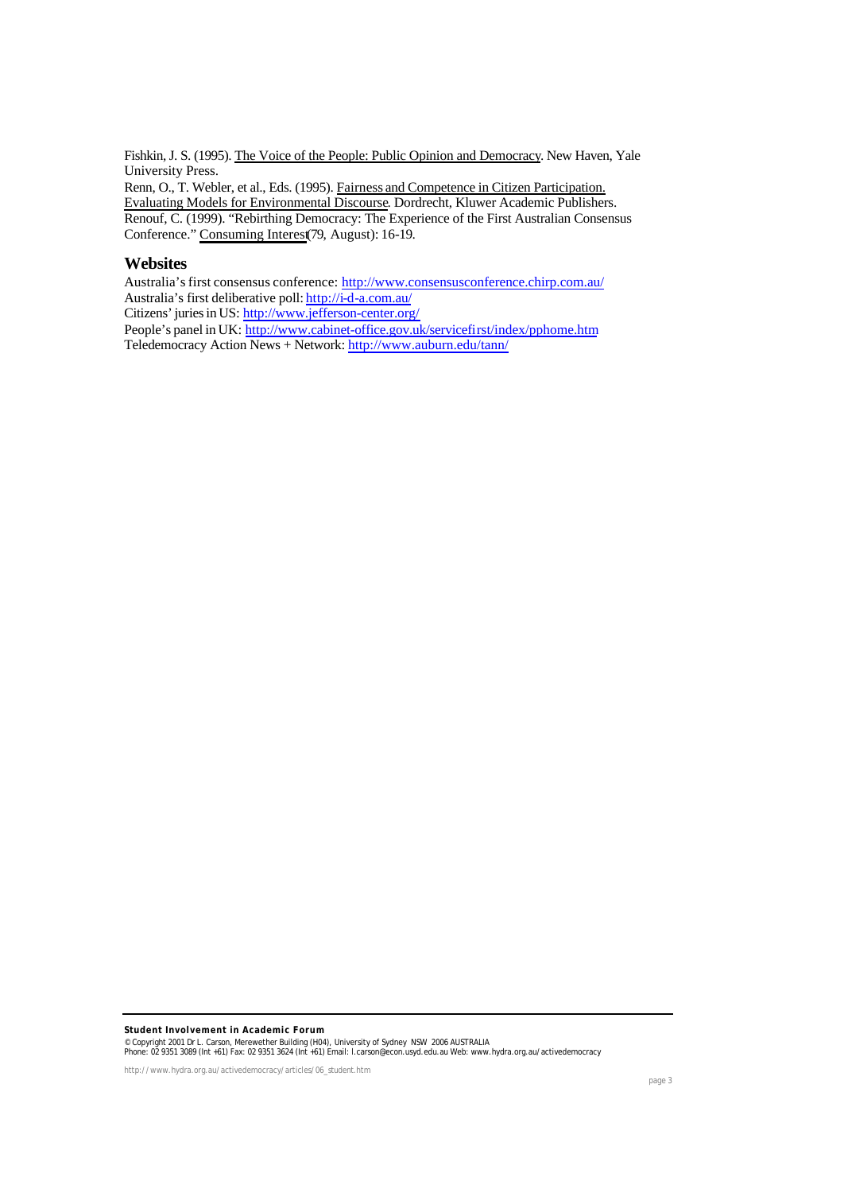Fishkin, J. S. (1995). The Voice of the People: Public Opinion and Democracy. New Haven, Yale University Press.

Renn, O., T. Webler, et al., Eds. (1995). Fairness and Competence in Citizen Participation. Evaluating Models for Environmental Discourse. Dordrecht, Kluwer Academic Publishers.

Renouf, C. (1999). "Rebirthing Democracy: The Experience of the First Australian Consensus Conference." Consuming Interest (79, August): 16-19.

## Websites

Australia's first consensus conference: http://www.consensusconference.chirp.com.au/
Australia's first deliberative poll: http://i-d-a.com.au/
Citizens' juries in US: http://www.jefferson-center.org/
People's panel in UK: http://www.cabinet-office.gov.uk/servicefirst/index/pphome.htm
Teledemocracy Action News + Network: http://www.auburn.edu/tann/